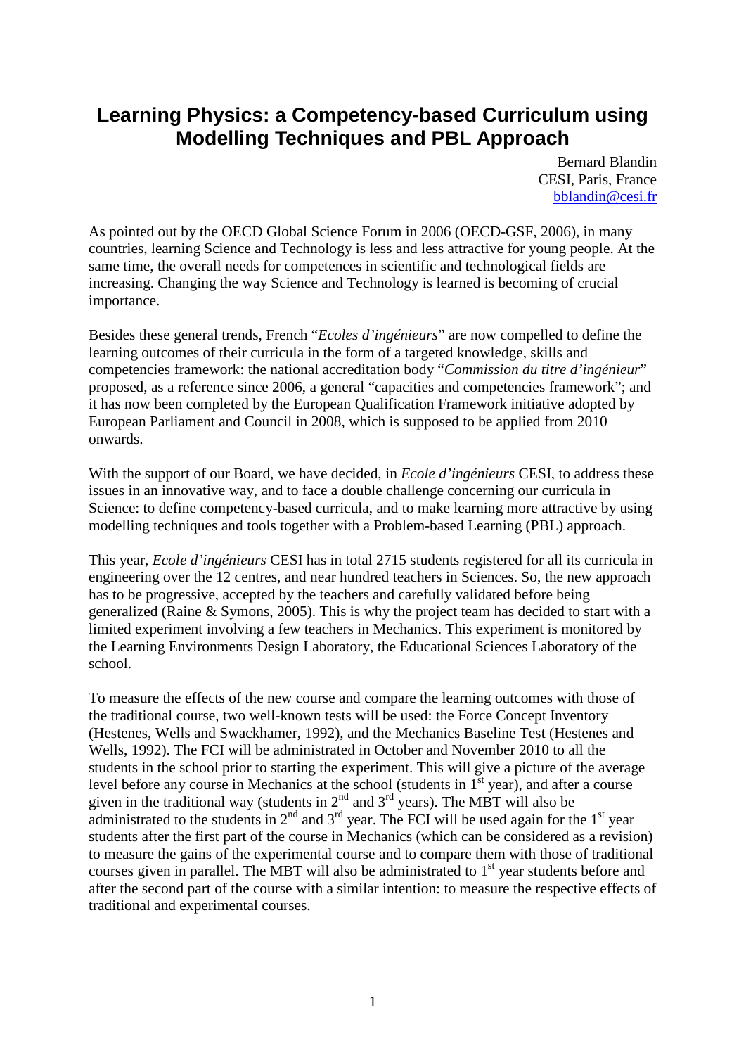# Learning Physics: a Competency-based Curriculum using Modelling Techniques and PBL Approach

Bernard Blandin  
CESI, Paris, France  
bblandin@cesi.fr

As pointed out by the OECD Global Science Forum in 2006 (OECD-GSF, 2006), in many countries, learning Science and Technology is less and less attractive for young people. At the same time, the overall needs for competences in scientific and technological fields are increasing. Changing the way Science and Technology is learned is becoming of crucial importance.

Besides these general trends, French "*Ecoles d'ingénieurs*" are now compelled to define the learning outcomes of their curricula in the form of a targeted knowledge, skills and competencies framework: the national accreditation body "*Commission du titre d'ingénieur*" proposed, as a reference since 2006, a general "capacities and competencies framework"; and it has now been completed by the European Qualification Framework initiative adopted by European Parliament and Council in 2008, which is supposed to be applied from 2010 onwards.

With the support of our Board, we have decided, in *Ecole d'ingénieurs* CESI, to address these issues in an innovative way, and to face a double challenge concerning our curricula in Science: to define competency-based curricula, and to make learning more attractive by using modelling techniques and tools together with a Problem-based Learning (PBL) approach.

This year, *Ecole d'ingénieurs* CESI has in total 2715 students registered for all its curricula in engineering over the 12 centres, and near hundred teachers in Sciences. So, the new approach has to be progressive, accepted by the teachers and carefully validated before being generalized (Raine & Symons, 2005). This is why the project team has decided to start with a limited experiment involving a few teachers in Mechanics. This experiment is monitored by the Learning Environments Design Laboratory, the Educational Sciences Laboratory of the school.

To measure the effects of the new course and compare the learning outcomes with those of the traditional course, two well-known tests will be used: the Force Concept Inventory (Hestenes, Wells and Swackhamer, 1992), and the Mechanics Baseline Test (Hestenes and Wells, 1992). The FCI will be administrated in October and November 2010 to all the students in the school prior to starting the experiment. This will give a picture of the average level before any course in Mechanics at the school (students in 1st year), and after a course given in the traditional way (students in 2nd and 3rd years). The MBT will also be administrated to the students in 2nd and 3rd year. The FCI will be used again for the 1st year students after the first part of the course in Mechanics (which can be considered as a revision) to measure the gains of the experimental course and to compare them with those of traditional courses given in parallel. The MBT will also be administrated to 1st year students before and after the second part of the course with a similar intention: to measure the respective effects of traditional and experimental courses.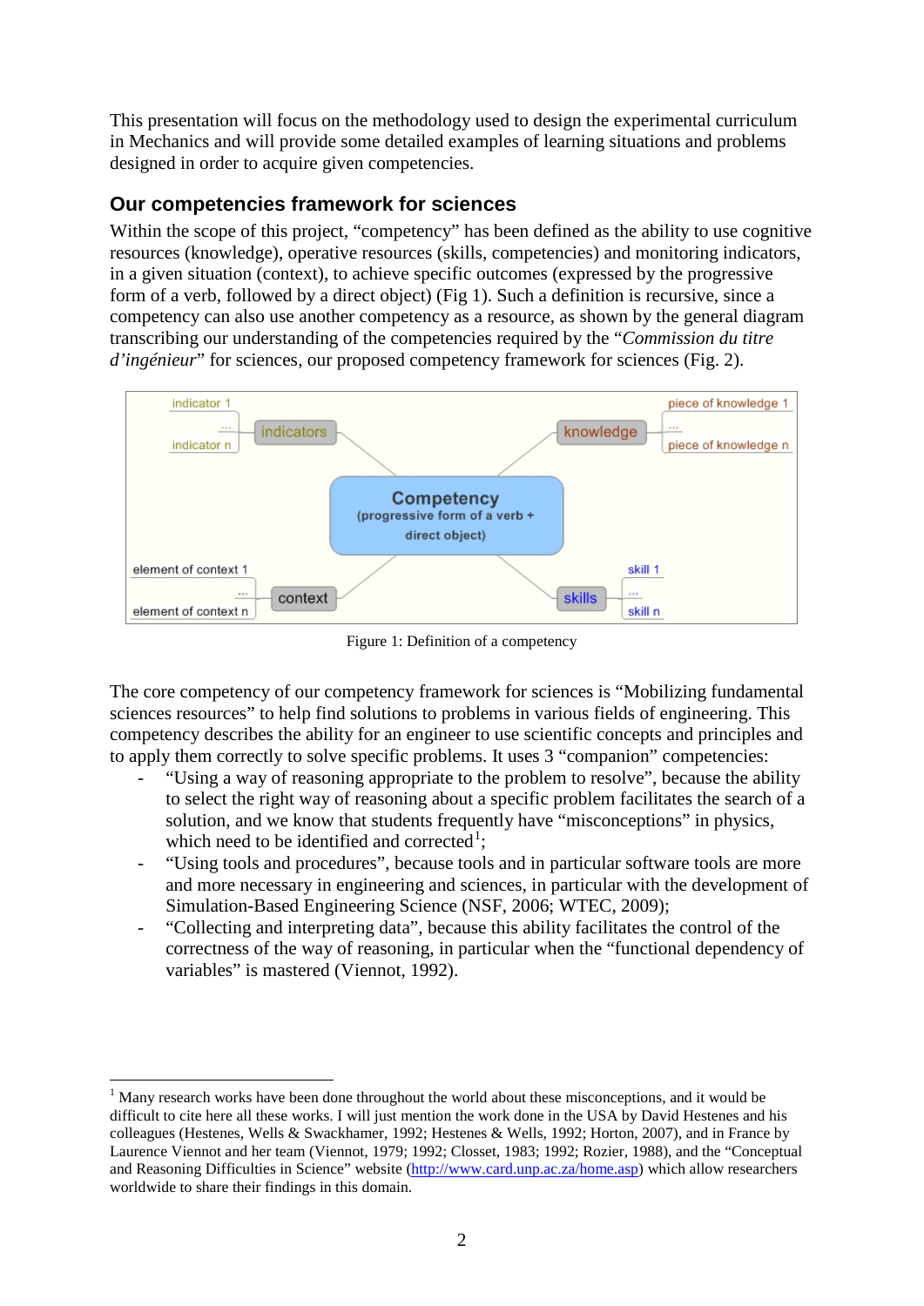This presentation will focus on the methodology used to design the experimental curriculum in Mechanics and will provide some detailed examples of learning situations and problems designed in order to acquire given competencies.

## Our competencies framework for sciences

Within the scope of this project, "competency" has been defined as the ability to use cognitive resources (knowledge), operative resources (skills, competencies) and monitoring indicators, in a given situation (context), to achieve specific outcomes (expressed by the progressive form of a verb, followed by a direct object) (Fig 1). Such a definition is recursive, since a competency can also use another competency as a resource, as shown by the general diagram transcribing our understanding of the competencies required by the "*Commission du titre d'ingénieur*" for sciences, our proposed competency framework for sciences (Fig. 2).

Figure 1: Definition of a competency

The core competency of our competency framework for sciences is "Mobilizing fundamental sciences resources" to help find solutions to problems in various fields of engineering. This competency describes the ability for an engineer to use scientific concepts and principles and to apply them correctly to solve specific problems. It uses 3 "companion" competencies:

- "Using a way of reasoning appropriate to the problem to resolve", because the ability to select the right way of reasoning about a specific problem facilitates the search of a solution, and we know that students frequently have "misconceptions" in physics, which need to be identified and corrected[1];
- "Using tools and procedures", because tools and in particular software tools are more and more necessary in engineering and sciences, in particular with the development of Simulation-Based Engineering Science (NSF, 2006; WTEC, 2009);
- "Collecting and interpreting data", because this ability facilitates the control of the correctness of the way of reasoning, in particular when the "functional dependency of variables" is mastered (Viennot, 1992).

[1] Many research works have been done throughout the world about these misconceptions, and it would be difficult to cite here all these works. I will just mention the work done in the USA by David Hestenes and his colleagues (Hestenes, Wells & Swackhamer, 1992; Hestenes & Wells, 1992; Horton, 2007), and in France by Laurence Viennot and her team (Viennot, 1979; 1992; Closset, 1983; 1992; Rozier, 1988), and the "Conceptual and Reasoning Difficulties in Science" website (http://www.card.unp.ac.za/home.asp) which allow researchers worldwide to share their findings in this domain.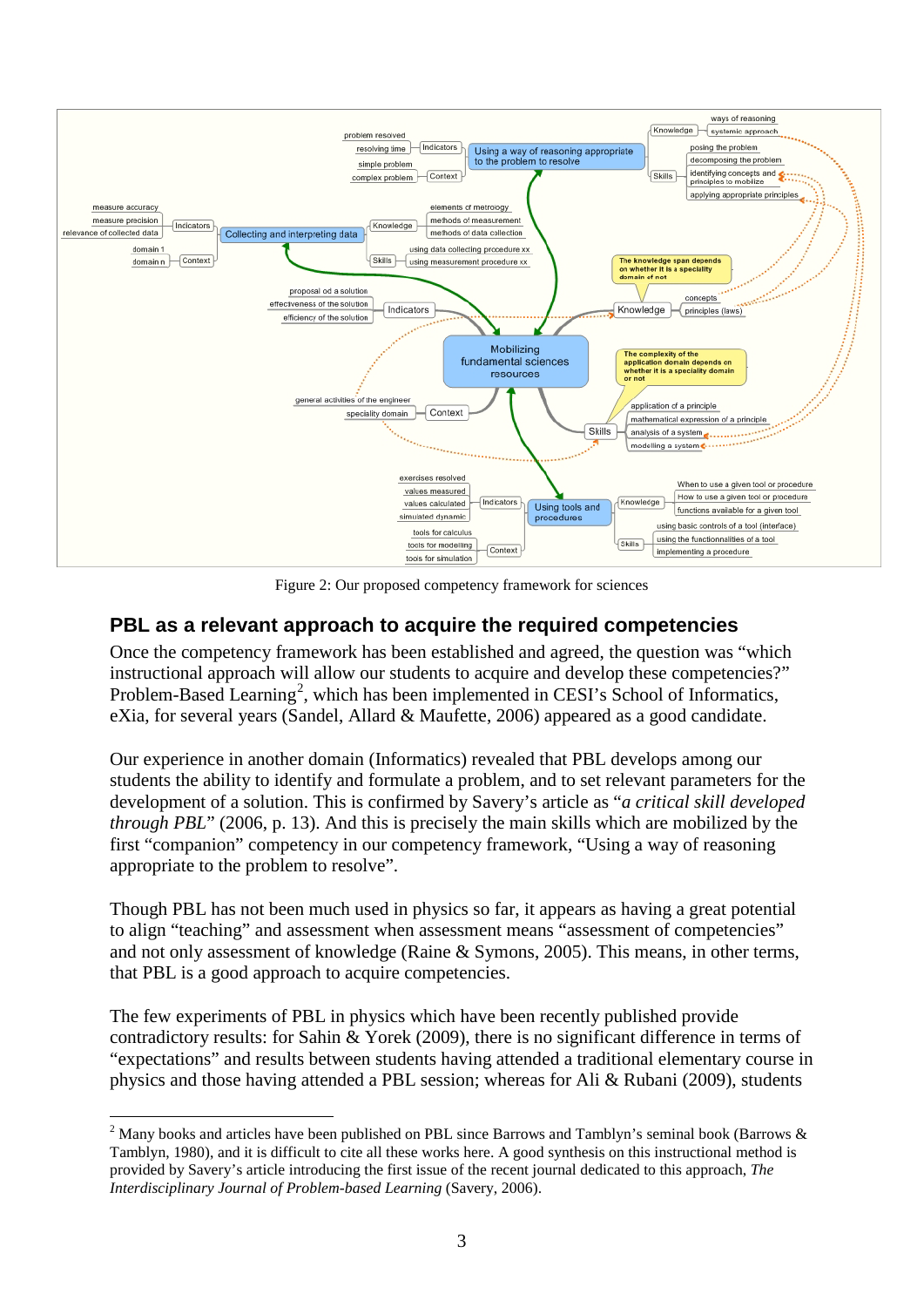Figure 2: Our proposed competency framework for sciences

## PBL as a relevant approach to acquire the required competencies

Once the competency framework has been established and agreed, the question was "which instructional approach will allow our students to acquire and develop these competencies?" Problem-Based Learning[2], which has been implemented in CESI's School of Informatics, eXia, for several years (Sandel, Allard & Maufette, 2006) appeared as a good candidate.

Our experience in another domain (Informatics) revealed that PBL develops among our students the ability to identify and formulate a problem, and to set relevant parameters for the development of a solution. This is confirmed by Savery's article as "*a critical skill developed through PBL*" (2006, p. 13). And this is precisely the main skills which are mobilized by the first "companion" competency in our competency framework, "Using a way of reasoning appropriate to the problem to resolve".

Though PBL has not been much used in physics so far, it appears as having a great potential to align "teaching" and assessment when assessment means "assessment of competencies" and not only assessment of knowledge (Raine & Symons, 2005). This means, in other terms, that PBL is a good approach to acquire competencies.

The few experiments of PBL in physics which have been recently published provide contradictory results: for Sahin & Yorek (2009), there is no significant difference in terms of "expectations" and results between students having attended a traditional elementary course in physics and those having attended a PBL session; whereas for Ali & Rubani (2009), students

---

[2] Many books and articles have been published on PBL since Barrows and Tamblyn's seminal book (Barrows & Tamblyn, 1980), and it is difficult to cite all these works here. A good synthesis on this instructional method is provided by Savery's article introducing the first issue of the recent journal dedicated to this approach, *The Interdisciplinary Journal of Problem-based Learning* (Savery, 2006).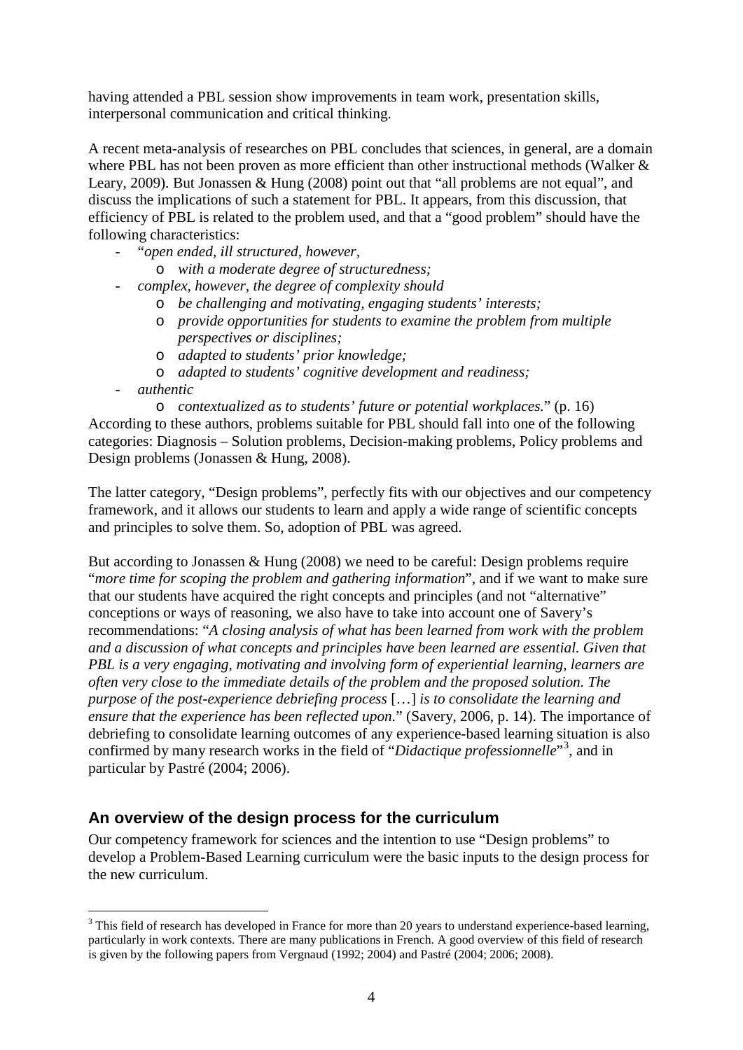having attended a PBL session show improvements in team work, presentation skills, interpersonal communication and critical thinking.

A recent meta-analysis of researches on PBL concludes that sciences, in general, are a domain where PBL has not been proven as more efficient than other instructional methods (Walker & Leary, 2009). But Jonassen & Hung (2008) point out that "all problems are not equal", and discuss the implications of such a statement for PBL. It appears, from this discussion, that efficiency of PBL is related to the problem used, and that a "good problem" should have the following characteristics:

- "*open ended, ill structured, however,*
  - *with a moderate degree of structuredness;*
- *complex, however, the degree of complexity should*
  - *be challenging and motivating, engaging students' interests;*
  - *provide opportunities for students to examine the problem from multiple perspectives or disciplines;*
  - *adapted to students' prior knowledge;*
  - *adapted to students' cognitive development and readiness;*
- *authentic*
  - *contextualized as to students' future or potential workplaces.*" (p. 16)

According to these authors, problems suitable for PBL should fall into one of the following categories: Diagnosis – Solution problems, Decision-making problems, Policy problems and Design problems (Jonassen & Hung, 2008).

The latter category, "Design problems", perfectly fits with our objectives and our competency framework, and it allows our students to learn and apply a wide range of scientific concepts and principles to solve them. So, adoption of PBL was agreed.

But according to Jonassen & Hung (2008) we need to be careful: Design problems require "*more time for scoping the problem and gathering information*", and if we want to make sure that our students have acquired the right concepts and principles (and not "alternative" conceptions or ways of reasoning, we also have to take into account one of Savery's recommendations: "*A closing analysis of what has been learned from work with the problem and a discussion of what concepts and principles have been learned are essential. Given that PBL is a very engaging, motivating and involving form of experiential learning, learners are often very close to the immediate details of the problem and the proposed solution. The purpose of the post-experience debriefing process* […] *is to consolidate the learning and ensure that the experience has been reflected upon.*" (Savery, 2006, p. 14). The importance of debriefing to consolidate learning outcomes of any experience-based learning situation is also confirmed by many research works in the field of "*Didactique professionnelle*"[3], and in particular by Pastré (2004; 2006).

## An overview of the design process for the curriculum

Our competency framework for sciences and the intention to use "Design problems" to develop a Problem-Based Learning curriculum were the basic inputs to the design process for the new curriculum.

[3] This field of research has developed in France for more than 20 years to understand experience-based learning, particularly in work contexts. There are many publications in French. A good overview of this field of research is given by the following papers from Vergnaud (1992; 2004) and Pastré (2004; 2006; 2008).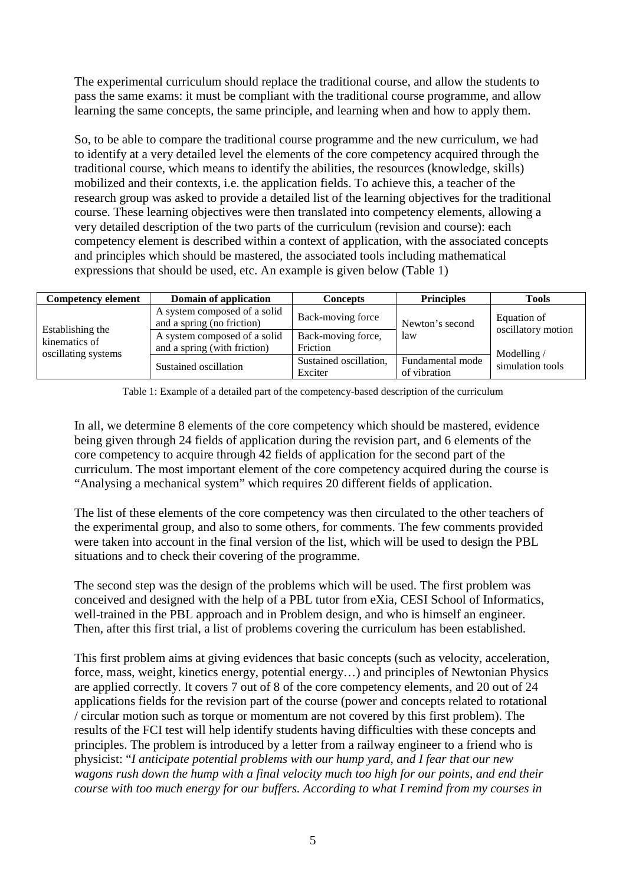The experimental curriculum should replace the traditional course, and allow the students to pass the same exams: it must be compliant with the traditional course programme, and allow learning the same concepts, the same principle, and learning when and how to apply them.

So, to be able to compare the traditional course programme and the new curriculum, we had to identify at a very detailed level the elements of the core competency acquired through the traditional course, which means to identify the abilities, the resources (knowledge, skills) mobilized and their contexts, i.e. the application fields. To achieve this, a teacher of the research group was asked to provide a detailed list of the learning objectives for the traditional course. These learning objectives were then translated into competency elements, allowing a very detailed description of the two parts of the curriculum (revision and course): each competency element is described within a context of application, with the associated concepts and principles which should be mastered, the associated tools including mathematical expressions that should be used, etc. An example is given below (Table 1)

| Competency element | Domain of application | Concepts | Principles | Tools |
|---|---|---|---|---|
| Establishing the kinematics of oscillating systems | A system composed of a solid and a spring (no friction) | Back-moving force | Newton's second law | Equation of oscillatory motion |
| | A system composed of a solid and a spring (with friction) | Back-moving force, Friction | | Modelling / simulation tools |
| | Sustained oscillation | Sustained oscillation, Exciter | Fundamental mode of vibration | |

Table 1: Example of a detailed part of the competency-based description of the curriculum

In all, we determine 8 elements of the core competency which should be mastered, evidence being given through 24 fields of application during the revision part, and 6 elements of the core competency to acquire through 42 fields of application for the second part of the curriculum. The most important element of the core competency acquired during the course is "Analysing a mechanical system" which requires 20 different fields of application.

The list of these elements of the core competency was then circulated to the other teachers of the experimental group, and also to some others, for comments. The few comments provided were taken into account in the final version of the list, which will be used to design the PBL situations and to check their covering of the programme.

The second step was the design of the problems which will be used. The first problem was conceived and designed with the help of a PBL tutor from eXia, CESI School of Informatics, well-trained in the PBL approach and in Problem design, and who is himself an engineer. Then, after this first trial, a list of problems covering the curriculum has been established.

This first problem aims at giving evidences that basic concepts (such as velocity, acceleration, force, mass, weight, kinetics energy, potential energy…) and principles of Newtonian Physics are applied correctly. It covers 7 out of 8 of the core competency elements, and 20 out of 24 applications fields for the revision part of the course (power and concepts related to rotational / circular motion such as torque or momentum are not covered by this first problem). The results of the FCI test will help identify students having difficulties with these concepts and principles. The problem is introduced by a letter from a railway engineer to a friend who is physicist: "*I anticipate potential problems with our hump yard, and I fear that our new wagons rush down the hump with a final velocity much too high for our points, and end their course with too much energy for our buffers. According to what I remind from my courses in*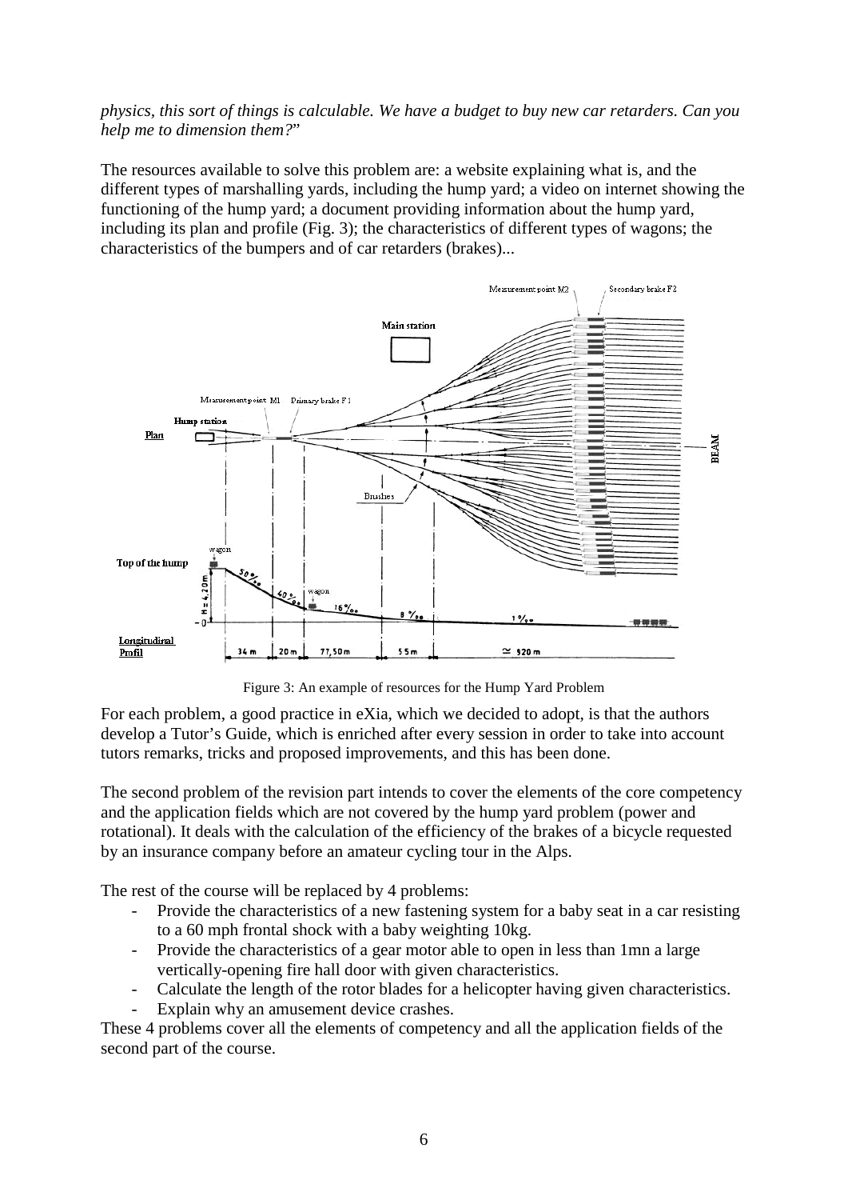*physics, this sort of things is calculable. We have a budget to buy new car retarders. Can you help me to dimension them?*"

The resources available to solve this problem are: a website explaining what is, and the different types of marshalling yards, including the hump yard; a video on internet showing the functioning of the hump yard; a document providing information about the hump yard, including its plan and profile (Fig. 3); the characteristics of different types of wagons; the characteristics of the bumpers and of car retarders (brakes)...

Figure 3: An example of resources for the Hump Yard Problem

For each problem, a good practice in eXia, which we decided to adopt, is that the authors develop a Tutor's Guide, which is enriched after every session in order to take into account tutors remarks, tricks and proposed improvements, and this has been done.

The second problem of the revision part intends to cover the elements of the core competency and the application fields which are not covered by the hump yard problem (power and rotational). It deals with the calculation of the efficiency of the brakes of a bicycle requested by an insurance company before an amateur cycling tour in the Alps.

The rest of the course will be replaced by 4 problems:

- Provide the characteristics of a new fastening system for a baby seat in a car resisting to a 60 mph frontal shock with a baby weighting 10kg.
- Provide the characteristics of a gear motor able to open in less than 1mn a large vertically-opening fire hall door with given characteristics.
- Calculate the length of the rotor blades for a helicopter having given characteristics.
- Explain why an amusement device crashes.

These 4 problems cover all the elements of competency and all the application fields of the second part of the course.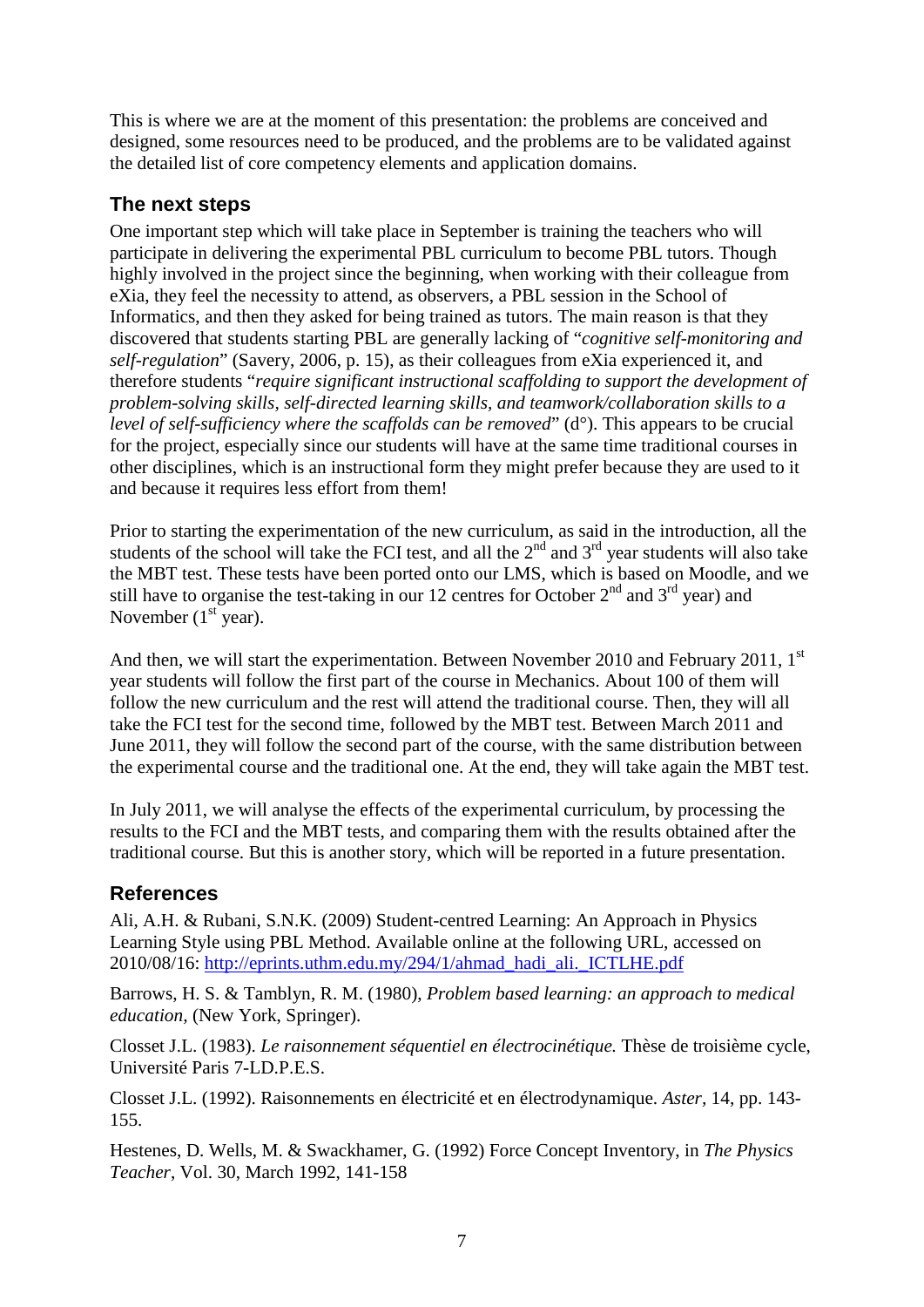This is where we are at the moment of this presentation: the problems are conceived and designed, some resources need to be produced, and the problems are to be validated against the detailed list of core competency elements and application domains.

## The next steps

One important step which will take place in September is training the teachers who will participate in delivering the experimental PBL curriculum to become PBL tutors. Though highly involved in the project since the beginning, when working with their colleague from eXia, they feel the necessity to attend, as observers, a PBL session in the School of Informatics, and then they asked for being trained as tutors. The main reason is that they discovered that students starting PBL are generally lacking of "*cognitive self-monitoring and self-regulation*" (Savery, 2006, p. 15), as their colleagues from eXia experienced it, and therefore students "*require significant instructional scaffolding to support the development of problem-solving skills, self-directed learning skills, and teamwork/collaboration skills to a level of self-sufficiency where the scaffolds can be removed*" (d°). This appears to be crucial for the project, especially since our students will have at the same time traditional courses in other disciplines, which is an instructional form they might prefer because they are used to it and because it requires less effort from them!

Prior to starting the experimentation of the new curriculum, as said in the introduction, all the students of the school will take the FCI test, and all the 2nd and 3rd year students will also take the MBT test. These tests have been ported onto our LMS, which is based on Moodle, and we still have to organise the test-taking in our 12 centres for October 2nd and 3rd year) and November (1st year).

And then, we will start the experimentation. Between November 2010 and February 2011, 1st year students will follow the first part of the course in Mechanics. About 100 of them will follow the new curriculum and the rest will attend the traditional course. Then, they will all take the FCI test for the second time, followed by the MBT test. Between March 2011 and June 2011, they will follow the second part of the course, with the same distribution between the experimental course and the traditional one. At the end, they will take again the MBT test.

In July 2011, we will analyse the effects of the experimental curriculum, by processing the results to the FCI and the MBT tests, and comparing them with the results obtained after the traditional course. But this is another story, which will be reported in a future presentation.

## References

Ali, A.H. & Rubani, S.N.K. (2009) Student-centred Learning: An Approach in Physics Learning Style using PBL Method. Available online at the following URL, accessed on 2010/08/16: http://eprints.uthm.edu.my/294/1/ahmad_hadi_ali._ICTLHE.pdf

Barrows, H. S. & Tamblyn, R. M. (1980), *Problem based learning: an approach to medical education*, (New York, Springer).

Closset J.L. (1983). *Le raisonnement séquentiel en électrocinétique.* Thèse de troisième cycle, Université Paris 7-LD.P.E.S.

Closset J.L. (1992). Raisonnements en électricité et en électrodynamique. *Aster*, 14, pp. 143-155.

Hestenes, D. Wells, M. & Swackhamer, G. (1992) Force Concept Inventory, in *The Physics Teacher*, Vol. 30, March 1992, 141-158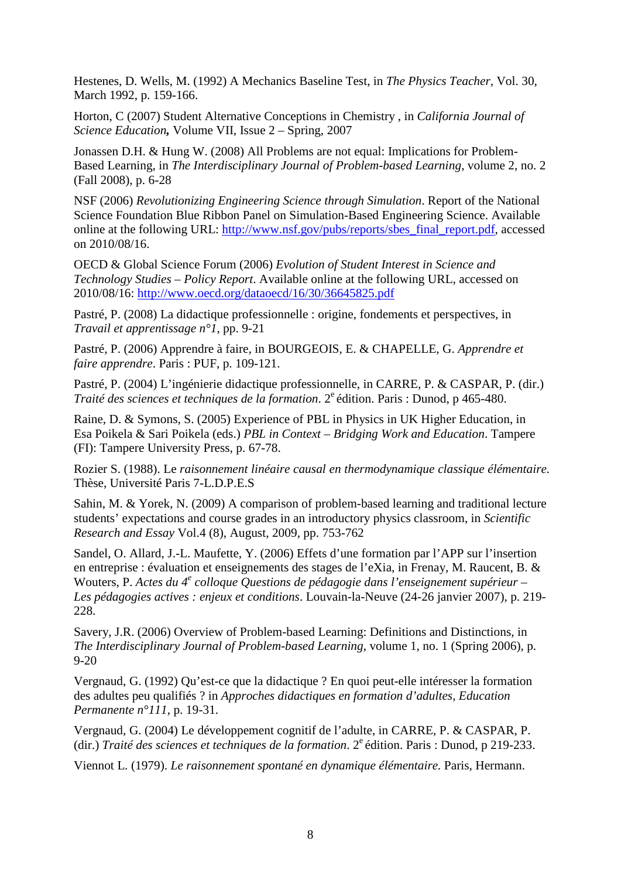Hestenes, D. Wells, M. (1992) A Mechanics Baseline Test, in *The Physics Teacher*, Vol. 30, March 1992, p. 159-166.

Horton, C (2007) Student Alternative Conceptions in Chemistry , in *California Journal of Science Education***,** Volume VII, Issue 2 – Spring, 2007

Jonassen D.H. & Hung W. (2008) All Problems are not equal: Implications for Problem-Based Learning, in *The Interdisciplinary Journal of Problem-based Learning*, volume 2, no. 2 (Fall 2008), p. 6-28

NSF (2006) *Revolutionizing Engineering Science through Simulation*. Report of the National Science Foundation Blue Ribbon Panel on Simulation-Based Engineering Science. Available online at the following URL: http://www.nsf.gov/pubs/reports/sbes_final_report.pdf, accessed on 2010/08/16.

OECD & Global Science Forum (2006) *Evolution of Student Interest in Science and Technology Studies – Policy Report*. Available online at the following URL, accessed on 2010/08/16: http://www.oecd.org/dataoecd/16/30/36645825.pdf

Pastré, P. (2008) La didactique professionnelle : origine, fondements et perspectives, in *Travail et apprentissage n°1*, pp. 9-21

Pastré, P. (2006) Apprendre à faire, in BOURGEOIS, E. & CHAPELLE, G. *Apprendre et faire apprendre*. Paris : PUF, p. 109-121.

Pastré, P. (2004) L'ingénierie didactique professionnelle, in CARRE, P. & CASPAR, P. (dir.) *Traité des sciences et techniques de la formation*. 2e édition. Paris : Dunod, p 465-480.

Raine, D. & Symons, S. (2005) Experience of PBL in Physics in UK Higher Education, in Esa Poikela & Sari Poikela (eds.) *PBL in Context – Bridging Work and Education*. Tampere (FI): Tampere University Press, p. 67-78.

Rozier S. (1988). Le *raisonnement linéaire causal en thermodynamique classique élémentaire.* Thèse, Université Paris 7-L.D.P.E.S

Sahin, M. & Yorek, N. (2009) A comparison of problem-based learning and traditional lecture students' expectations and course grades in an introductory physics classroom, in *Scientific Research and Essay* Vol.4 (8), August, 2009, pp. 753-762

Sandel, O. Allard, J.-L. Maufette, Y. (2006) Effets d'une formation par l'APP sur l'insertion en entreprise : évaluation et enseignements des stages de l'eXia, in Frenay, M. Raucent, B. & Wouters, P. *Actes du 4e colloque Questions de pédagogie dans l'enseignement supérieur – Les pédagogies actives : enjeux et conditions*. Louvain-la-Neuve (24-26 janvier 2007), p. 219-228.

Savery, J.R. (2006) Overview of Problem-based Learning: Definitions and Distinctions, in *The Interdisciplinary Journal of Problem-based Learning*, volume 1, no. 1 (Spring 2006), p. 9-20

Vergnaud, G. (1992) Qu'est-ce que la didactique ? En quoi peut-elle intéresser la formation des adultes peu qualifiés ? in *Approches didactiques en formation d'adultes, Education Permanente n°111*, p. 19-31.

Vergnaud, G. (2004) Le développement cognitif de l'adulte, in CARRE, P. & CASPAR, P. (dir.) *Traité des sciences et techniques de la formation*. 2e édition. Paris : Dunod, p 219-233.

Viennot L. (1979). *Le raisonnement spontané en dynamique élémentaire.* Paris, Hermann.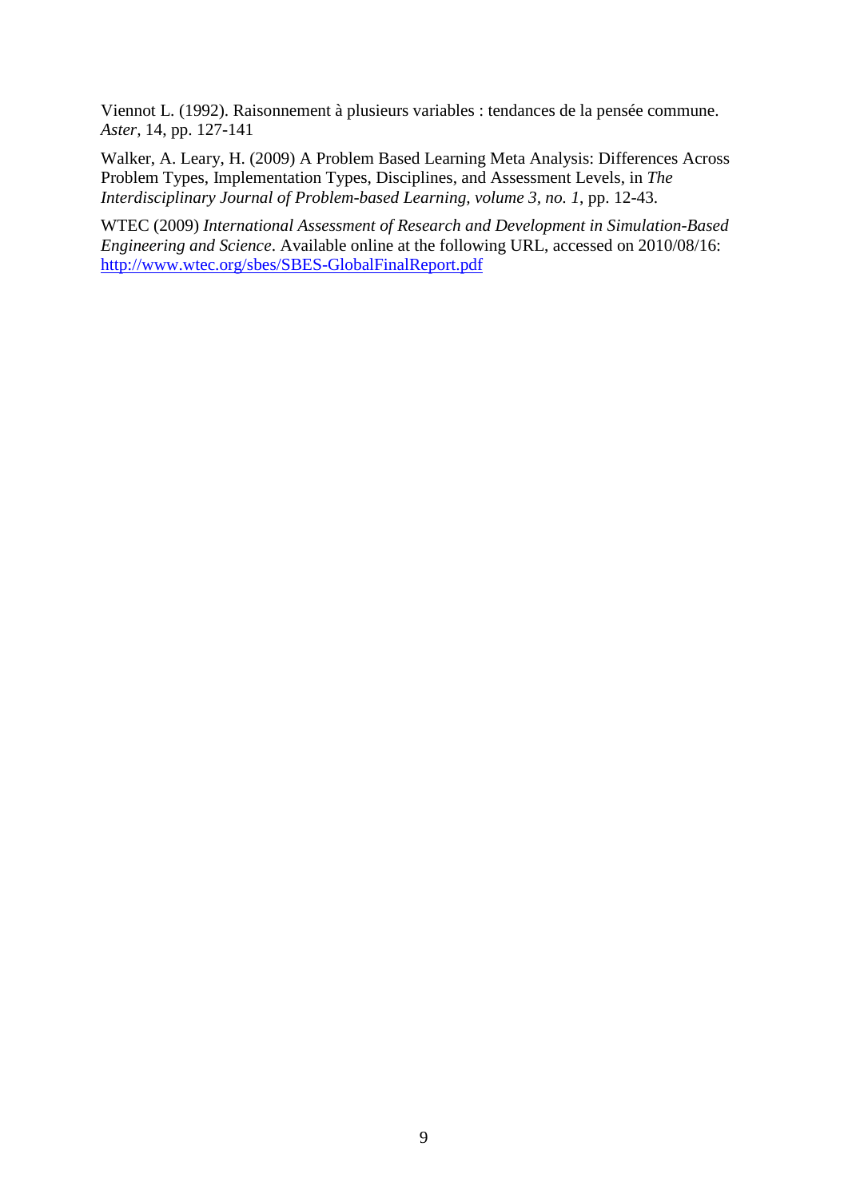Viennot L. (1992). Raisonnement à plusieurs variables : tendances de la pensée commune. *Aster*, 14, pp. 127-141

Walker, A. Leary, H. (2009) A Problem Based Learning Meta Analysis: Differences Across Problem Types, Implementation Types, Disciplines, and Assessment Levels, in *The Interdisciplinary Journal of Problem-based Learning, volume 3, no. 1*, pp. 12-43.

WTEC (2009) *International Assessment of Research and Development in Simulation-Based Engineering and Science*. Available online at the following URL, accessed on 2010/08/16: http://www.wtec.org/sbes/SBES-GlobalFinalReport.pdf